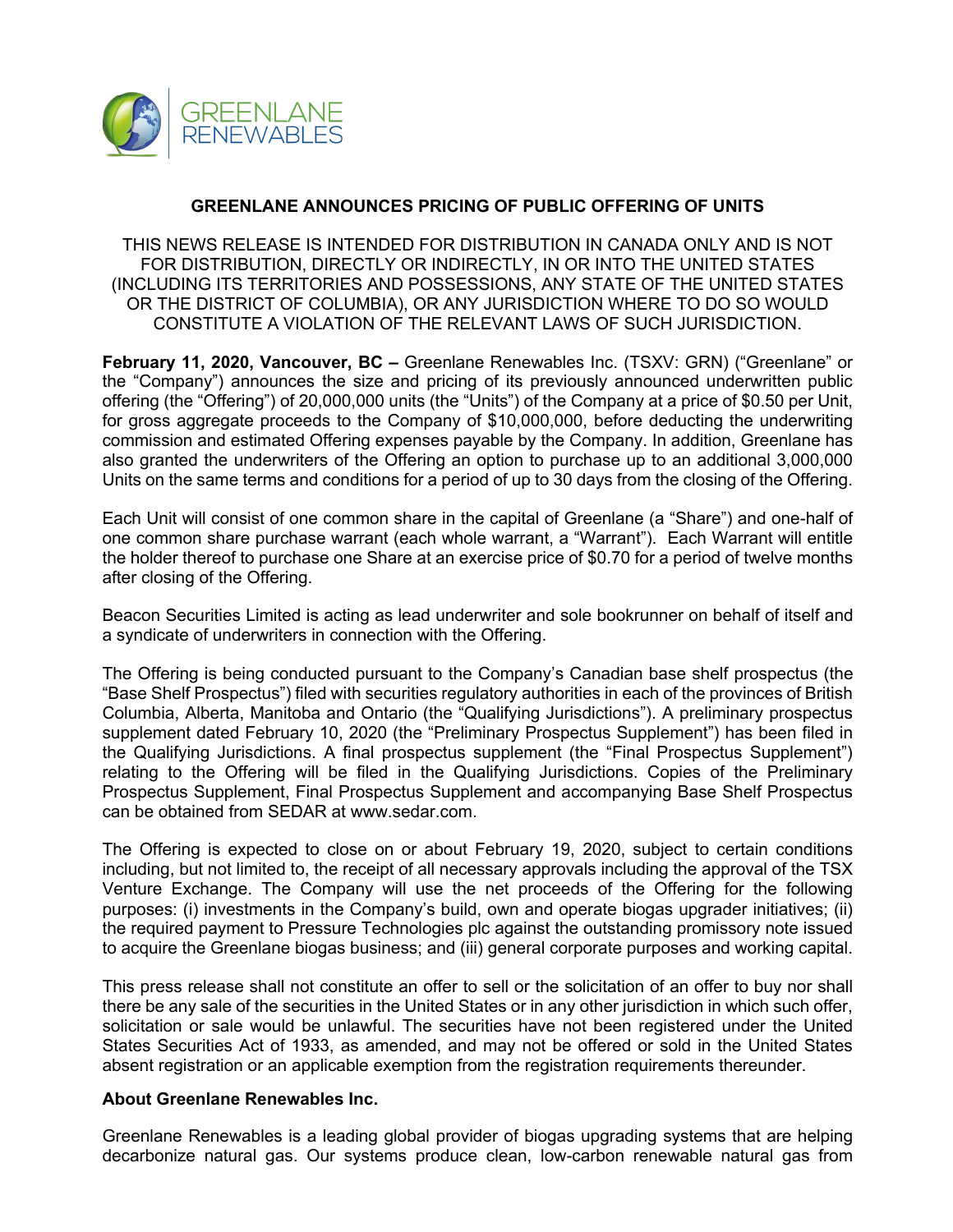GREENLANE RENEWABLES

# GREENLANE ANNOUNCES PRICING OF PUBLIC OFFERING OF UNITS

THIS NEWS RELEASE IS INTENDED FOR DISTRIBUTION IN CANADA ONLY AND IS NOT FOR DISTRIBUTION, DIRECTLY OR INDIRECTLY, IN OR INTO THE UNITED STATES (INCLUDING ITS TERRITORIES AND POSSESSIONS, ANY STATE OF THE UNITED STATES OR THE DISTRICT OF COLUMBIA), OR ANY JURISDICTION WHERE TO DO SO WOULD CONSTITUTE A VIOLATION OF THE RELEVANT LAWS OF SUCH JURISDICTION.

**February 11, 2020, Vancouver, BC –** Greenlane Renewables Inc. (TSXV: GRN) ("Greenlane" or the "Company") announces the size and pricing of its previously announced underwritten public offering (the "Offering") of 20,000,000 units (the "Units") of the Company at a price of $0.50 per Unit, for gross aggregate proceeds to the Company of $10,000,000, before deducting the underwriting commission and estimated Offering expenses payable by the Company. In addition, Greenlane has also granted the underwriters of the Offering an option to purchase up to an additional 3,000,000 Units on the same terms and conditions for a period of up to 30 days from the closing of the Offering.

Each Unit will consist of one common share in the capital of Greenlane (a "Share") and one-half of one common share purchase warrant (each whole warrant, a "Warrant"). Each Warrant will entitle the holder thereof to purchase one Share at an exercise price of $0.70 for a period of twelve months after closing of the Offering.

Beacon Securities Limited is acting as lead underwriter and sole bookrunner on behalf of itself and a syndicate of underwriters in connection with the Offering.

The Offering is being conducted pursuant to the Company's Canadian base shelf prospectus (the "Base Shelf Prospectus") filed with securities regulatory authorities in each of the provinces of British Columbia, Alberta, Manitoba and Ontario (the "Qualifying Jurisdictions"). A preliminary prospectus supplement dated February 10, 2020 (the "Preliminary Prospectus Supplement") has been filed in the Qualifying Jurisdictions. A final prospectus supplement (the "Final Prospectus Supplement") relating to the Offering will be filed in the Qualifying Jurisdictions. Copies of the Preliminary Prospectus Supplement, Final Prospectus Supplement and accompanying Base Shelf Prospectus can be obtained from SEDAR at www.sedar.com.

The Offering is expected to close on or about February 19, 2020, subject to certain conditions including, but not limited to, the receipt of all necessary approvals including the approval of the TSX Venture Exchange. The Company will use the net proceeds of the Offering for the following purposes: (i) investments in the Company's build, own and operate biogas upgrader initiatives; (ii) the required payment to Pressure Technologies plc against the outstanding promissory note issued to acquire the Greenlane biogas business; and (iii) general corporate purposes and working capital.

This press release shall not constitute an offer to sell or the solicitation of an offer to buy nor shall there be any sale of the securities in the United States or in any other jurisdiction in which such offer, solicitation or sale would be unlawful. The securities have not been registered under the United States Securities Act of 1933, as amended, and may not be offered or sold in the United States absent registration or an applicable exemption from the registration requirements thereunder.

**About Greenlane Renewables Inc.**

Greenlane Renewables is a leading global provider of biogas upgrading systems that are helping decarbonize natural gas. Our systems produce clean, low-carbon renewable natural gas from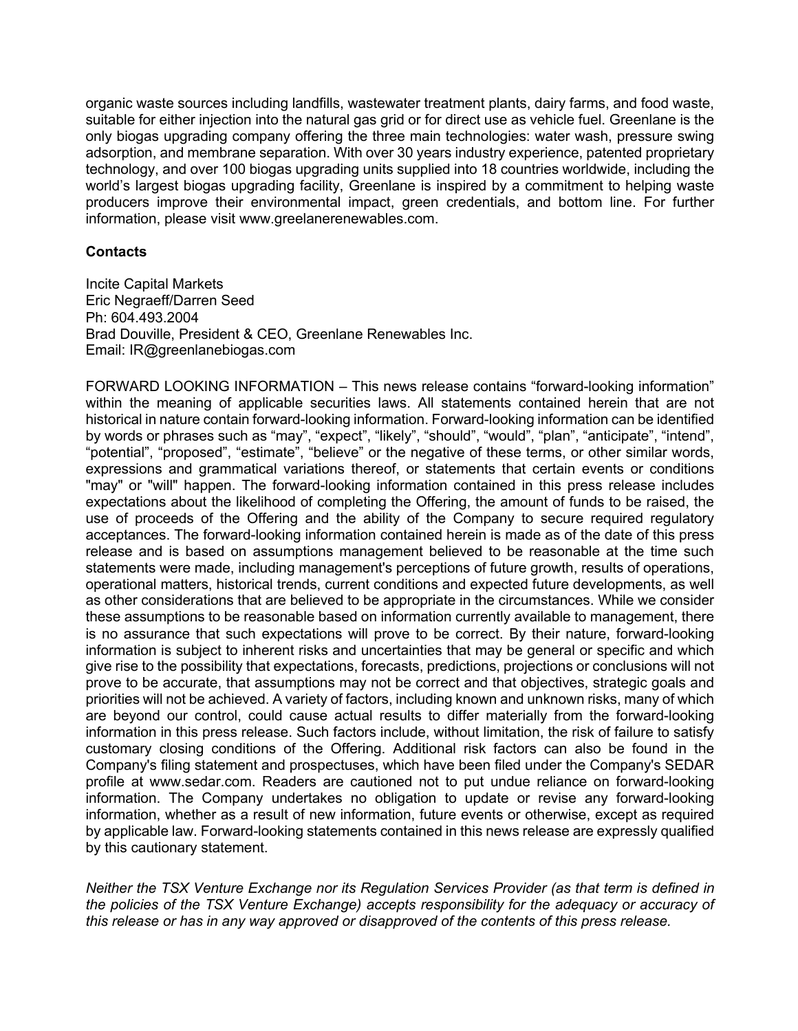organic waste sources including landfills, wastewater treatment plants, dairy farms, and food waste, suitable for either injection into the natural gas grid or for direct use as vehicle fuel. Greenlane is the only biogas upgrading company offering the three main technologies: water wash, pressure swing adsorption, and membrane separation. With over 30 years industry experience, patented proprietary technology, and over 100 biogas upgrading units supplied into 18 countries worldwide, including the world's largest biogas upgrading facility, Greenlane is inspired by a commitment to helping waste producers improve their environmental impact, green credentials, and bottom line. For further information, please visit www.greelanerenewables.com.

**Contacts**

Incite Capital Markets
Eric Negraeff/Darren Seed
Ph: 604.493.2004
Brad Douville, President & CEO, Greenlane Renewables Inc.
Email: IR@greenlanebiogas.com

FORWARD LOOKING INFORMATION – This news release contains "forward-looking information" within the meaning of applicable securities laws. All statements contained herein that are not historical in nature contain forward-looking information. Forward-looking information can be identified by words or phrases such as "may", "expect", "likely", "should", "would", "plan", "anticipate", "intend", "potential", "proposed", "estimate", "believe" or the negative of these terms, or other similar words, expressions and grammatical variations thereof, or statements that certain events or conditions "may" or "will" happen. The forward-looking information contained in this press release includes expectations about the likelihood of completing the Offering, the amount of funds to be raised, the use of proceeds of the Offering and the ability of the Company to secure required regulatory acceptances. The forward-looking information contained herein is made as of the date of this press release and is based on assumptions management believed to be reasonable at the time such statements were made, including management's perceptions of future growth, results of operations, operational matters, historical trends, current conditions and expected future developments, as well as other considerations that are believed to be appropriate in the circumstances. While we consider these assumptions to be reasonable based on information currently available to management, there is no assurance that such expectations will prove to be correct. By their nature, forward-looking information is subject to inherent risks and uncertainties that may be general or specific and which give rise to the possibility that expectations, forecasts, predictions, projections or conclusions will not prove to be accurate, that assumptions may not be correct and that objectives, strategic goals and priorities will not be achieved. A variety of factors, including known and unknown risks, many of which are beyond our control, could cause actual results to differ materially from the forward-looking information in this press release. Such factors include, without limitation, the risk of failure to satisfy customary closing conditions of the Offering. Additional risk factors can also be found in the Company's filing statement and prospectuses, which have been filed under the Company's SEDAR profile at www.sedar.com. Readers are cautioned not to put undue reliance on forward-looking information. The Company undertakes no obligation to update or revise any forward-looking information, whether as a result of new information, future events or otherwise, except as required by applicable law. Forward-looking statements contained in this news release are expressly qualified by this cautionary statement.

*Neither the TSX Venture Exchange nor its Regulation Services Provider (as that term is defined in the policies of the TSX Venture Exchange) accepts responsibility for the adequacy or accuracy of this release or has in any way approved or disapproved of the contents of this press release.*